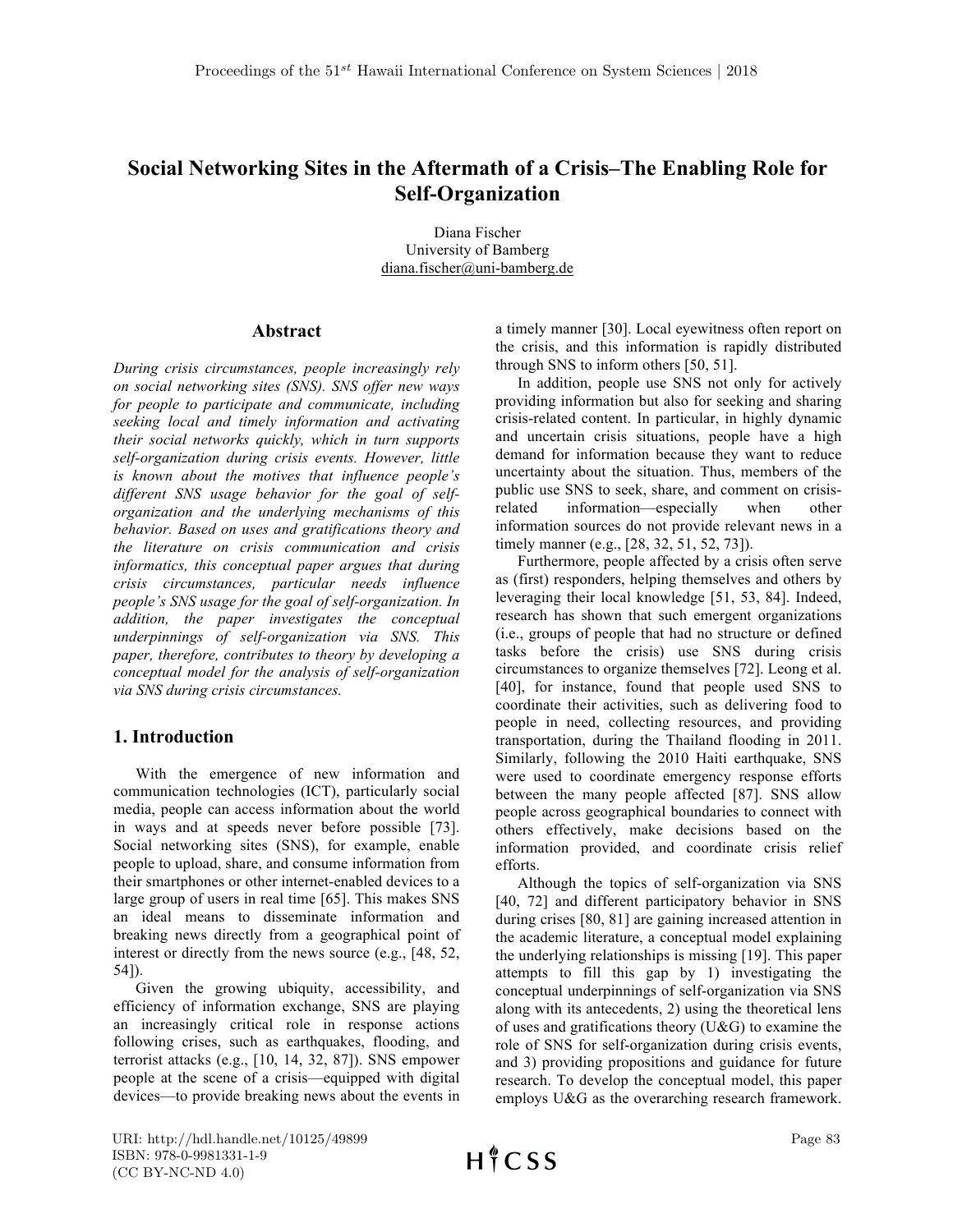# Social Networking Sites in the Aftermath of a Crisis–The Enabling Role for Self-Organization

Diana Fischer
University of Bamberg
diana.fischer@uni-bamberg.de

## Abstract

*During crisis circumstances, people increasingly rely on social networking sites (SNS). SNS offer new ways for people to participate and communicate, including seeking local and timely information and activating their social networks quickly, which in turn supports self-organization during crisis events. However, little is known about the motives that influence people's different SNS usage behavior for the goal of self-organization and the underlying mechanisms of this behavior. Based on uses and gratifications theory and the literature on crisis communication and crisis informatics, this conceptual paper argues that during crisis circumstances, particular needs influence people's SNS usage for the goal of self-organization. In addition, the paper investigates the conceptual underpinnings of self-organization via SNS. This paper, therefore, contributes to theory by developing a conceptual model for the analysis of self-organization via SNS during crisis circumstances.*

## 1. Introduction

With the emergence of new information and communication technologies (ICT), particularly social media, people can access information about the world in ways and at speeds never before possible [73]. Social networking sites (SNS), for example, enable people to upload, share, and consume information from their smartphones or other internet-enabled devices to a large group of users in real time [65]. This makes SNS an ideal means to disseminate information and breaking news directly from a geographical point of interest or directly from the news source (e.g., [48, 52, 54]).

Given the growing ubiquity, accessibility, and efficiency of information exchange, SNS are playing an increasingly critical role in response actions following crises, such as earthquakes, flooding, and terrorist attacks (e.g., [10, 14, 32, 87]). SNS empower people at the scene of a crisis—equipped with digital devices—to provide breaking news about the events in a timely manner [30]. Local eyewitness often report on the crisis, and this information is rapidly distributed through SNS to inform others [50, 51].

In addition, people use SNS not only for actively providing information but also for seeking and sharing crisis-related content. In particular, in highly dynamic and uncertain crisis situations, people have a high demand for information because they want to reduce uncertainty about the situation. Thus, members of the public use SNS to seek, share, and comment on crisis-related information—especially when other information sources do not provide relevant news in a timely manner (e.g., [28, 32, 51, 52, 73]).

Furthermore, people affected by a crisis often serve as (first) responders, helping themselves and others by leveraging their local knowledge [51, 53, 84]. Indeed, research has shown that such emergent organizations (i.e., groups of people that had no structure or defined tasks before the crisis) use SNS during crisis circumstances to organize themselves [72]. Leong et al. [40], for instance, found that people used SNS to coordinate their activities, such as delivering food to people in need, collecting resources, and providing transportation, during the Thailand flooding in 2011. Similarly, following the 2010 Haiti earthquake, SNS were used to coordinate emergency response efforts between the many people affected [87]. SNS allow people across geographical boundaries to connect with others effectively, make decisions based on the information provided, and coordinate crisis relief efforts.

Although the topics of self-organization via SNS [40, 72] and different participatory behavior in SNS during crises [80, 81] are gaining increased attention in the academic literature, a conceptual model explaining the underlying relationships is missing [19]. This paper attempts to fill this gap by 1) investigating the conceptual underpinnings of self-organization via SNS along with its antecedents, 2) using the theoretical lens of uses and gratifications theory (U&G) to examine the role of SNS for self-organization during crisis events, and 3) providing propositions and guidance for future research. To develop the conceptual model, this paper employs U&G as the overarching research framework.

URI: http://hdl.handle.net/10125/49899
ISBN: 978-0-9981331-1-9
(CC BY-NC-ND 4.0)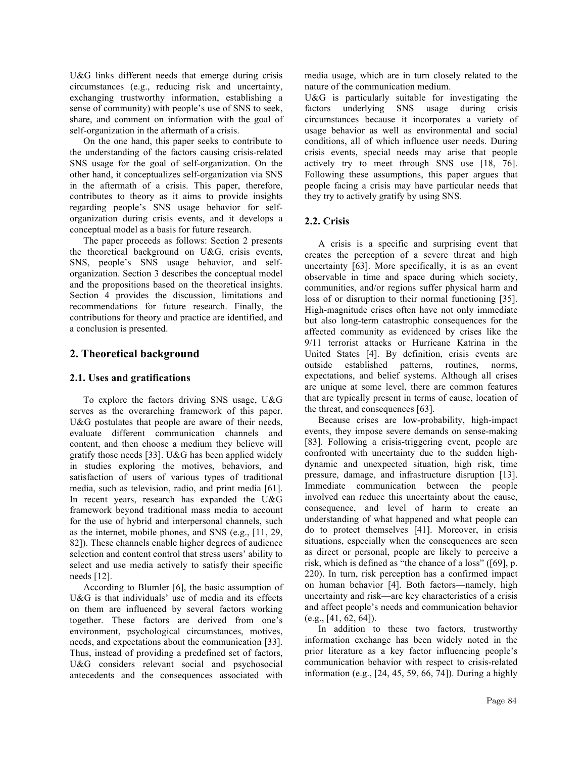U&G links different needs that emerge during crisis circumstances (e.g., reducing risk and uncertainty, exchanging trustworthy information, establishing a sense of community) with people's use of SNS to seek, share, and comment on information with the goal of self-organization in the aftermath of a crisis.

On the one hand, this paper seeks to contribute to the understanding of the factors causing crisis-related SNS usage for the goal of self-organization. On the other hand, it conceptualizes self-organization via SNS in the aftermath of a crisis. This paper, therefore, contributes to theory as it aims to provide insights regarding people's SNS usage behavior for self-organization during crisis events, and it develops a conceptual model as a basis for future research.

The paper proceeds as follows: Section 2 presents the theoretical background on U&G, crisis events, SNS, people's SNS usage behavior, and self-organization. Section 3 describes the conceptual model and the propositions based on the theoretical insights. Section 4 provides the discussion, limitations and recommendations for future research. Finally, the contributions for theory and practice are identified, and a conclusion is presented.

## 2. Theoretical background

### 2.1. Uses and gratifications

To explore the factors driving SNS usage, U&G serves as the overarching framework of this paper. U&G postulates that people are aware of their needs, evaluate different communication channels and content, and then choose a medium they believe will gratify those needs [33]. U&G has been applied widely in studies exploring the motives, behaviors, and satisfaction of users of various types of traditional media, such as television, radio, and print media [61]. In recent years, research has expanded the U&G framework beyond traditional mass media to account for the use of hybrid and interpersonal channels, such as the internet, mobile phones, and SNS (e.g., [11, 29, 82]). These channels enable higher degrees of audience selection and content control that stress users' ability to select and use media actively to satisfy their specific needs [12].

According to Blumler [6], the basic assumption of U&G is that individuals' use of media and its effects on them are influenced by several factors working together. These factors are derived from one's environment, psychological circumstances, motives, needs, and expectations about the communication [33]. Thus, instead of providing a predefined set of factors, U&G considers relevant social and psychosocial antecedents and the consequences associated with media usage, which are in turn closely related to the nature of the communication medium.

U&G is particularly suitable for investigating the factors underlying SNS usage during crisis circumstances because it incorporates a variety of usage behavior as well as environmental and social conditions, all of which influence user needs. During crisis events, special needs may arise that people actively try to meet through SNS use [18, 76]. Following these assumptions, this paper argues that people facing a crisis may have particular needs that they try to actively gratify by using SNS.

### 2.2. Crisis

A crisis is a specific and surprising event that creates the perception of a severe threat and high uncertainty [63]. More specifically, it is as an event observable in time and space during which society, communities, and/or regions suffer physical harm and loss of or disruption to their normal functioning [35]. High-magnitude crises often have not only immediate but also long-term catastrophic consequences for the affected community as evidenced by crises like the 9/11 terrorist attacks or Hurricane Katrina in the United States [4]. By definition, crisis events are outside established patterns, routines, norms, expectations, and belief systems. Although all crises are unique at some level, there are common features that are typically present in terms of cause, location of the threat, and consequences [63].

Because crises are low-probability, high-impact events, they impose severe demands on sense-making [83]. Following a crisis-triggering event, people are confronted with uncertainty due to the sudden high-dynamic and unexpected situation, high risk, time pressure, damage, and infrastructure disruption [13]. Immediate communication between the people involved can reduce this uncertainty about the cause, consequence, and level of harm to create an understanding of what happened and what people can do to protect themselves [41]. Moreover, in crisis situations, especially when the consequences are seen as direct or personal, people are likely to perceive a risk, which is defined as "the chance of a loss" ([69], p. 220). In turn, risk perception has a confirmed impact on human behavior [4]. Both factors—namely, high uncertainty and risk—are key characteristics of a crisis and affect people's needs and communication behavior (e.g., [41, 62, 64]).

In addition to these two factors, trustworthy information exchange has been widely noted in the prior literature as a key factor influencing people's communication behavior with respect to crisis-related information (e.g., [24, 45, 59, 66, 74]). During a highly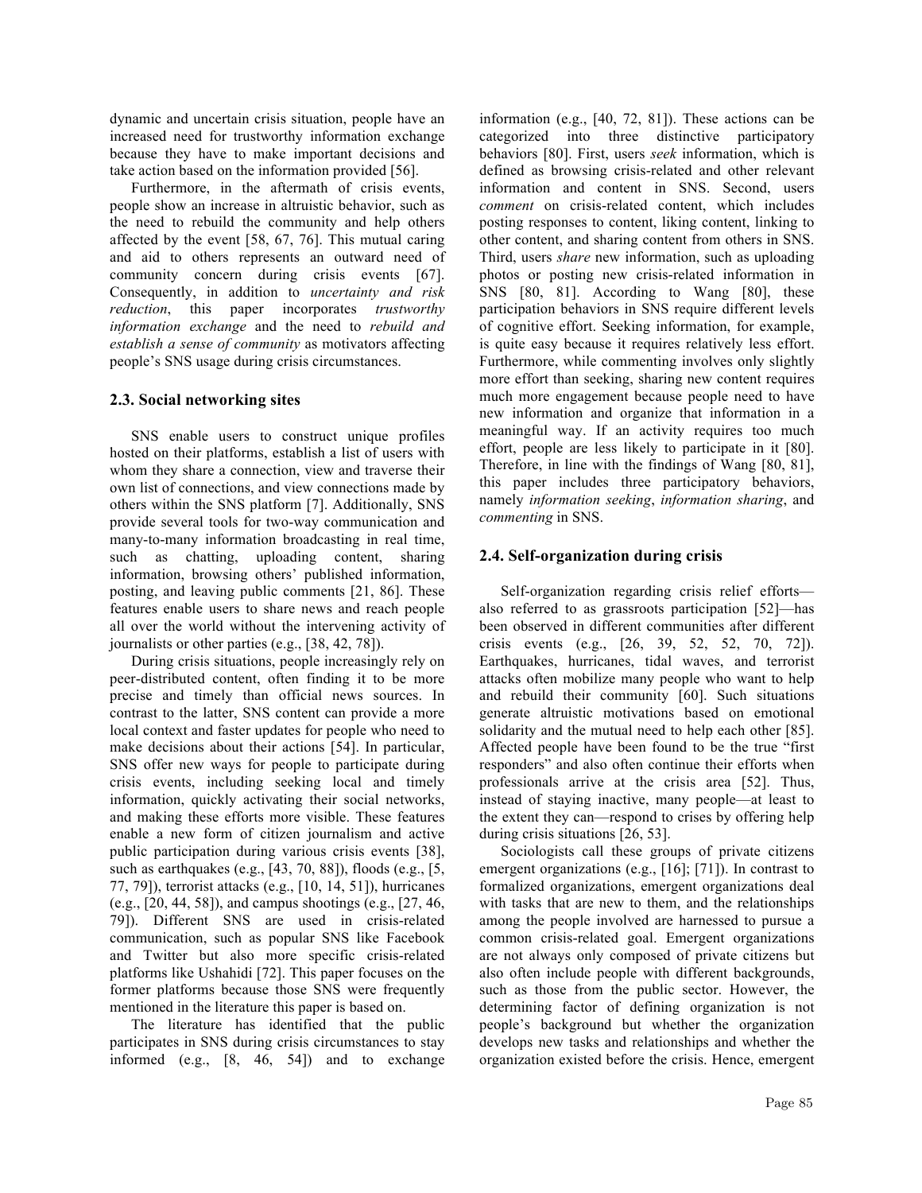dynamic and uncertain crisis situation, people have an increased need for trustworthy information exchange because they have to make important decisions and take action based on the information provided [56].

Furthermore, in the aftermath of crisis events, people show an increase in altruistic behavior, such as the need to rebuild the community and help others affected by the event [58, 67, 76]. This mutual caring and aid to others represents an outward need of community concern during crisis events [67]. Consequently, in addition to *uncertainty and risk reduction*, this paper incorporates *trustworthy information exchange* and the need to *rebuild and establish a sense of community* as motivators affecting people's SNS usage during crisis circumstances.

## 2.3. Social networking sites

SNS enable users to construct unique profiles hosted on their platforms, establish a list of users with whom they share a connection, view and traverse their own list of connections, and view connections made by others within the SNS platform [7]. Additionally, SNS provide several tools for two-way communication and many-to-many information broadcasting in real time, such as chatting, uploading content, sharing information, browsing others' published information, posting, and leaving public comments [21, 86]. These features enable users to share news and reach people all over the world without the intervening activity of journalists or other parties (e.g., [38, 42, 78]).

During crisis situations, people increasingly rely on peer-distributed content, often finding it to be more precise and timely than official news sources. In contrast to the latter, SNS content can provide a more local context and faster updates for people who need to make decisions about their actions [54]. In particular, SNS offer new ways for people to participate during crisis events, including seeking local and timely information, quickly activating their social networks, and making these efforts more visible. These features enable a new form of citizen journalism and active public participation during various crisis events [38], such as earthquakes (e.g., [43, 70, 88]), floods (e.g., [5, 77, 79]), terrorist attacks (e.g., [10, 14, 51]), hurricanes (e.g., [20, 44, 58]), and campus shootings (e.g., [27, 46, 79]). Different SNS are used in crisis-related communication, such as popular SNS like Facebook and Twitter but also more specific crisis-related platforms like Ushahidi [72]. This paper focuses on the former platforms because those SNS were frequently mentioned in the literature this paper is based on.

The literature has identified that the public participates in SNS during crisis circumstances to stay informed (e.g., [8, 46, 54]) and to exchange information (e.g., [40, 72, 81]). These actions can be categorized into three distinctive participatory behaviors [80]. First, users *seek* information, which is defined as browsing crisis-related and other relevant information and content in SNS. Second, users *comment* on crisis-related content, which includes posting responses to content, liking content, linking to other content, and sharing content from others in SNS. Third, users *share* new information, such as uploading photos or posting new crisis-related information in SNS [80, 81]. According to Wang [80], these participation behaviors in SNS require different levels of cognitive effort. Seeking information, for example, is quite easy because it requires relatively less effort. Furthermore, while commenting involves only slightly more effort than seeking, sharing new content requires much more engagement because people need to have new information and organize that information in a meaningful way. If an activity requires too much effort, people are less likely to participate in it [80]. Therefore, in line with the findings of Wang [80, 81], this paper includes three participatory behaviors, namely *information seeking*, *information sharing*, and *commenting* in SNS.

## 2.4. Self-organization during crisis

Self-organization regarding crisis relief efforts—also referred to as grassroots participation [52]—has been observed in different communities after different crisis events (e.g., [26, 39, 52, 52, 70, 72]). Earthquakes, hurricanes, tidal waves, and terrorist attacks often mobilize many people who want to help and rebuild their community [60]. Such situations generate altruistic motivations based on emotional solidarity and the mutual need to help each other [85]. Affected people have been found to be the true "first responders" and also often continue their efforts when professionals arrive at the crisis area [52]. Thus, instead of staying inactive, many people—at least to the extent they can—respond to crises by offering help during crisis situations [26, 53].

Sociologists call these groups of private citizens emergent organizations (e.g., [16]; [71]). In contrast to formalized organizations, emergent organizations deal with tasks that are new to them, and the relationships among the people involved are harnessed to pursue a common crisis-related goal. Emergent organizations are not always only composed of private citizens but also often include people with different backgrounds, such as those from the public sector. However, the determining factor of defining organization is not people's background but whether the organization develops new tasks and relationships and whether the organization existed before the crisis. Hence, emergent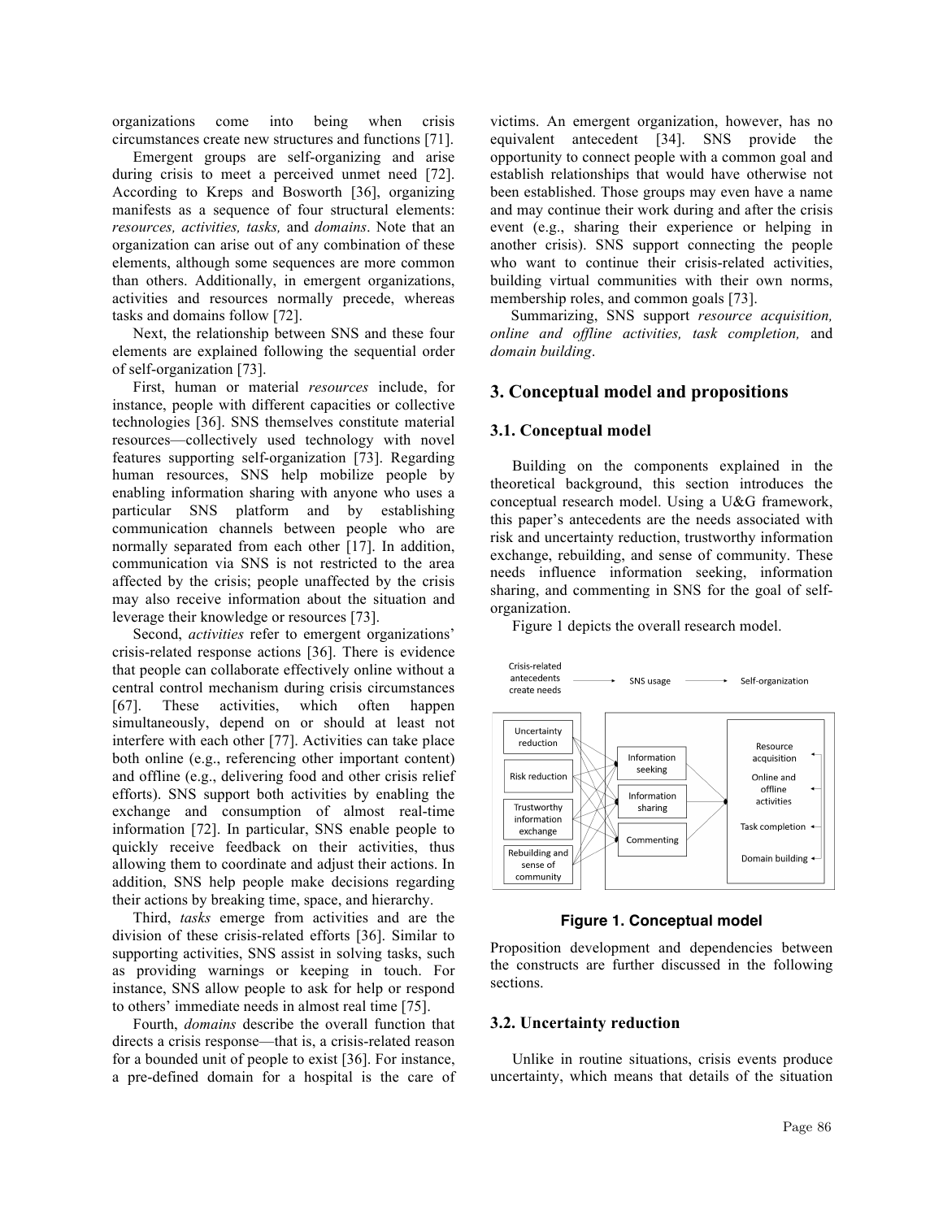organizations come into being when crisis circumstances create new structures and functions [71].

Emergent groups are self-organizing and arise during crisis to meet a perceived unmet need [72]. According to Kreps and Bosworth [36], organizing manifests as a sequence of four structural elements: *resources, activities, tasks,* and *domains*. Note that an organization can arise out of any combination of these elements, although some sequences are more common than others. Additionally, in emergent organizations, activities and resources normally precede, whereas tasks and domains follow [72].

Next, the relationship between SNS and these four elements are explained following the sequential order of self-organization [73].

First, human or material *resources* include, for instance, people with different capacities or collective technologies [36]. SNS themselves constitute material resources—collectively used technology with novel features supporting self-organization [73]. Regarding human resources, SNS help mobilize people by enabling information sharing with anyone who uses a particular SNS platform and by establishing communication channels between people who are normally separated from each other [17]. In addition, communication via SNS is not restricted to the area affected by the crisis; people unaffected by the crisis may also receive information about the situation and leverage their knowledge or resources [73].

Second, *activities* refer to emergent organizations' crisis-related response actions [36]. There is evidence that people can collaborate effectively online without a central control mechanism during crisis circumstances [67]. These activities, which often happen simultaneously, depend on or should at least not interfere with each other [77]. Activities can take place both online (e.g., referencing other important content) and offline (e.g., delivering food and other crisis relief efforts). SNS support both activities by enabling the exchange and consumption of almost real-time information [72]. In particular, SNS enable people to quickly receive feedback on their activities, thus allowing them to coordinate and adjust their actions. In addition, SNS help people make decisions regarding their actions by breaking time, space, and hierarchy.

Third, *tasks* emerge from activities and are the division of these crisis-related efforts [36]. Similar to supporting activities, SNS assist in solving tasks, such as providing warnings or keeping in touch. For instance, SNS allow people to ask for help or respond to others' immediate needs in almost real time [75].

Fourth, *domains* describe the overall function that directs a crisis response—that is, a crisis-related reason for a bounded unit of people to exist [36]. For instance, a pre-defined domain for a hospital is the care of victims. An emergent organization, however, has no equivalent antecedent [34]. SNS provide the opportunity to connect people with a common goal and establish relationships that would have otherwise not been established. Those groups may even have a name and may continue their work during and after the crisis event (e.g., sharing their experience or helping in another crisis). SNS support connecting the people who want to continue their crisis-related activities, building virtual communities with their own norms, membership roles, and common goals [73].

Summarizing, SNS support *resource acquisition, online and offline activities, task completion,* and *domain building*.

## 3. Conceptual model and propositions

### 3.1. Conceptual model

Building on the components explained in the theoretical background, this section introduces the conceptual research model. Using a U&G framework, this paper's antecedents are the needs associated with risk and uncertainty reduction, trustworthy information exchange, rebuilding, and sense of community. These needs influence information seeking, information sharing, and commenting in SNS for the goal of self-organization.

Figure 1 depicts the overall research model.

**Figure 1. Conceptual model**

Proposition development and dependencies between the constructs are further discussed in the following sections.

### 3.2. Uncertainty reduction

Unlike in routine situations, crisis events produce uncertainty, which means that details of the situation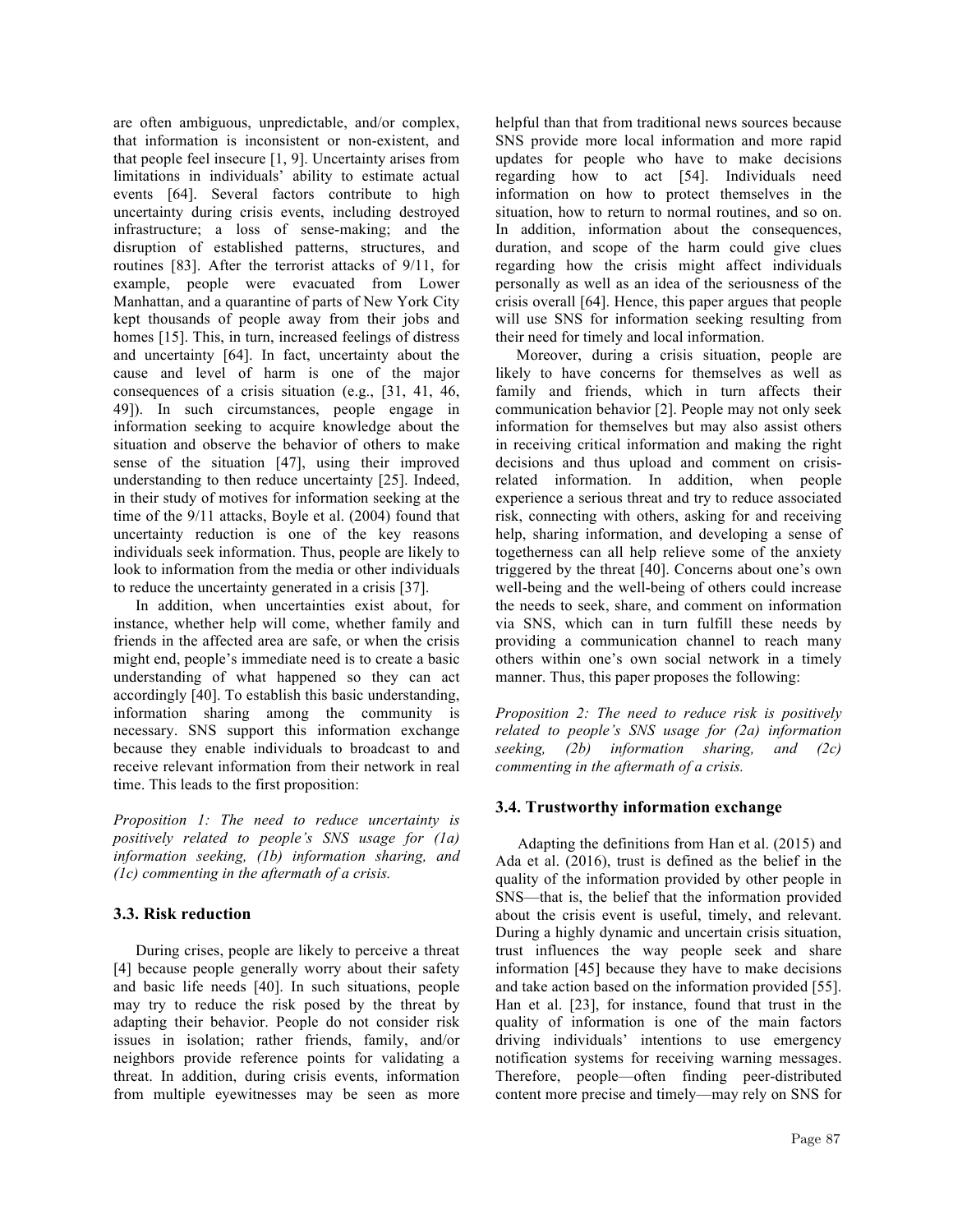are often ambiguous, unpredictable, and/or complex, that information is inconsistent or non-existent, and that people feel insecure [1, 9]. Uncertainty arises from limitations in individuals' ability to estimate actual events [64]. Several factors contribute to high uncertainty during crisis events, including destroyed infrastructure; a loss of sense-making; and the disruption of established patterns, structures, and routines [83]. After the terrorist attacks of 9/11, for example, people were evacuated from Lower Manhattan, and a quarantine of parts of New York City kept thousands of people away from their jobs and homes [15]. This, in turn, increased feelings of distress and uncertainty [64]. In fact, uncertainty about the cause and level of harm is one of the major consequences of a crisis situation (e.g., [31, 41, 46, 49]). In such circumstances, people engage in information seeking to acquire knowledge about the situation and observe the behavior of others to make sense of the situation [47], using their improved understanding to then reduce uncertainty [25]. Indeed, in their study of motives for information seeking at the time of the 9/11 attacks, Boyle et al. (2004) found that uncertainty reduction is one of the key reasons individuals seek information. Thus, people are likely to look to information from the media or other individuals to reduce the uncertainty generated in a crisis [37].

In addition, when uncertainties exist about, for instance, whether help will come, whether family and friends in the affected area are safe, or when the crisis might end, people's immediate need is to create a basic understanding of what happened so they can act accordingly [40]. To establish this basic understanding, information sharing among the community is necessary. SNS support this information exchange because they enable individuals to broadcast to and receive relevant information from their network in real time. This leads to the first proposition:

*Proposition 1: The need to reduce uncertainty is positively related to people's SNS usage for (1a) information seeking, (1b) information sharing, and (1c) commenting in the aftermath of a crisis.*

### 3.3. Risk reduction

During crises, people are likely to perceive a threat [4] because people generally worry about their safety and basic life needs [40]. In such situations, people may try to reduce the risk posed by the threat by adapting their behavior. People do not consider risk issues in isolation; rather friends, family, and/or neighbors provide reference points for validating a threat. In addition, during crisis events, information from multiple eyewitnesses may be seen as more helpful than that from traditional news sources because SNS provide more local information and more rapid updates for people who have to make decisions regarding how to act [54]. Individuals need information on how to protect themselves in the situation, how to return to normal routines, and so on. In addition, information about the consequences, duration, and scope of the harm could give clues regarding how the crisis might affect individuals personally as well as an idea of the seriousness of the crisis overall [64]. Hence, this paper argues that people will use SNS for information seeking resulting from their need for timely and local information.

Moreover, during a crisis situation, people are likely to have concerns for themselves as well as family and friends, which in turn affects their communication behavior [2]. People may not only seek information for themselves but may also assist others in receiving critical information and making the right decisions and thus upload and comment on crisis-related information. In addition, when people experience a serious threat and try to reduce associated risk, connecting with others, asking for and receiving help, sharing information, and developing a sense of togetherness can all help relieve some of the anxiety triggered by the threat [40]. Concerns about one's own well-being and the well-being of others could increase the needs to seek, share, and comment on information via SNS, which can in turn fulfill these needs by providing a communication channel to reach many others within one's own social network in a timely manner. Thus, this paper proposes the following:

*Proposition 2: The need to reduce risk is positively related to people's SNS usage for (2a) information seeking, (2b) information sharing, and (2c) commenting in the aftermath of a crisis.*

### 3.4. Trustworthy information exchange

Adapting the definitions from Han et al. (2015) and Ada et al. (2016), trust is defined as the belief in the quality of the information provided by other people in SNS—that is, the belief that the information provided about the crisis event is useful, timely, and relevant. During a highly dynamic and uncertain crisis situation, trust influences the way people seek and share information [45] because they have to make decisions and take action based on the information provided [55]. Han et al. [23], for instance, found that trust in the quality of information is one of the main factors driving individuals' intentions to use emergency notification systems for receiving warning messages. Therefore, people—often finding peer-distributed content more precise and timely—may rely on SNS for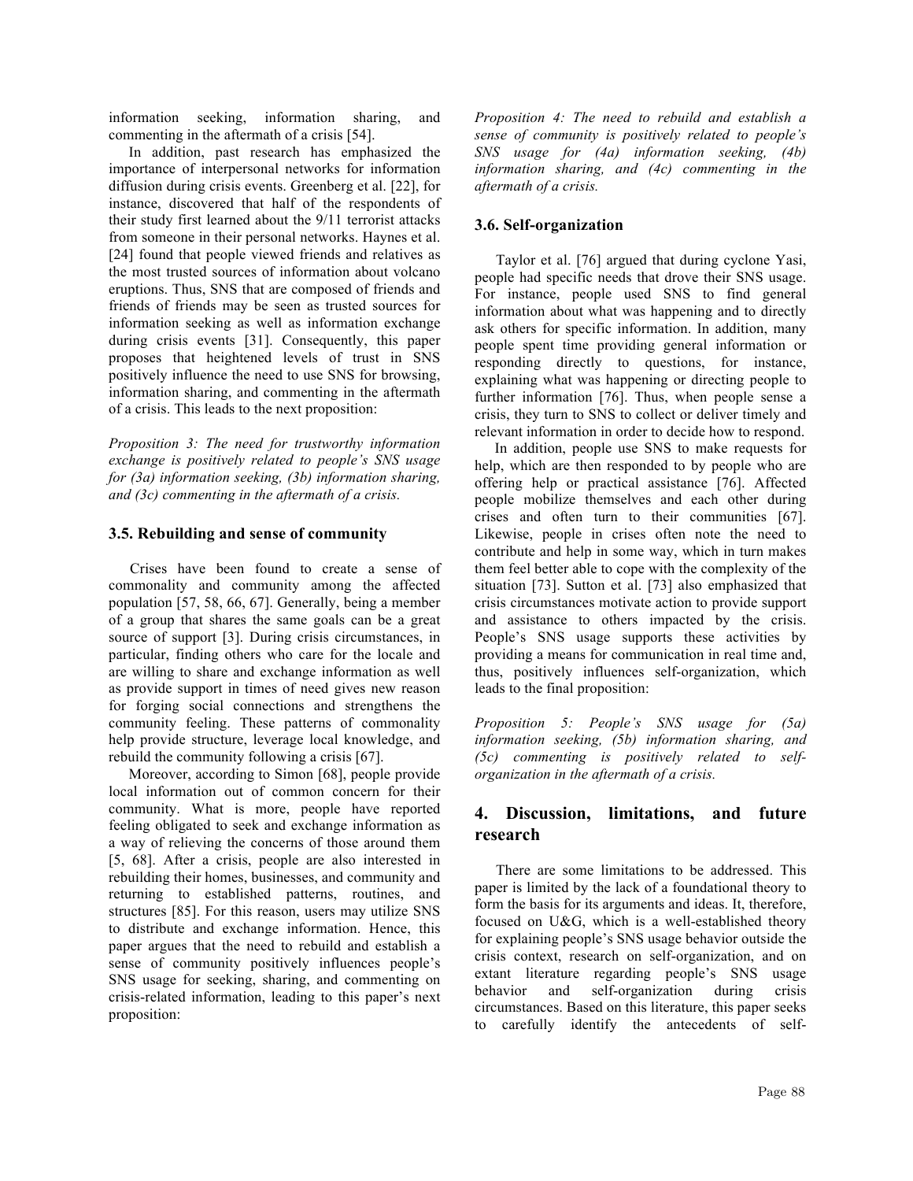information seeking, information sharing, and commenting in the aftermath of a crisis [54].

In addition, past research has emphasized the importance of interpersonal networks for information diffusion during crisis events. Greenberg et al. [22], for instance, discovered that half of the respondents of their study first learned about the 9/11 terrorist attacks from someone in their personal networks. Haynes et al. [24] found that people viewed friends and relatives as the most trusted sources of information about volcano eruptions. Thus, SNS that are composed of friends and friends of friends may be seen as trusted sources for information seeking as well as information exchange during crisis events [31]. Consequently, this paper proposes that heightened levels of trust in SNS positively influence the need to use SNS for browsing, information sharing, and commenting in the aftermath of a crisis. This leads to the next proposition:

*Proposition 3: The need for trustworthy information exchange is positively related to people's SNS usage for (3a) information seeking, (3b) information sharing, and (3c) commenting in the aftermath of a crisis.*

### 3.5. Rebuilding and sense of community

Crises have been found to create a sense of commonality and community among the affected population [57, 58, 66, 67]. Generally, being a member of a group that shares the same goals can be a great source of support [3]. During crisis circumstances, in particular, finding others who care for the locale and are willing to share and exchange information as well as provide support in times of need gives new reason for forging social connections and strengthens the community feeling. These patterns of commonality help provide structure, leverage local knowledge, and rebuild the community following a crisis [67].

Moreover, according to Simon [68], people provide local information out of common concern for their community. What is more, people have reported feeling obligated to seek and exchange information as a way of relieving the concerns of those around them [5, 68]. After a crisis, people are also interested in rebuilding their homes, businesses, and community and returning to established patterns, routines, and structures [85]. For this reason, users may utilize SNS to distribute and exchange information. Hence, this paper argues that the need to rebuild and establish a sense of community positively influences people's SNS usage for seeking, sharing, and commenting on crisis-related information, leading to this paper's next proposition:

*Proposition 4: The need to rebuild and establish a sense of community is positively related to people's SNS usage for (4a) information seeking, (4b) information sharing, and (4c) commenting in the aftermath of a crisis.*

### 3.6. Self-organization

Taylor et al. [76] argued that during cyclone Yasi, people had specific needs that drove their SNS usage. For instance, people used SNS to find general information about what was happening and to directly ask others for specific information. In addition, many people spent time providing general information or responding directly to questions, for instance, explaining what was happening or directing people to further information [76]. Thus, when people sense a crisis, they turn to SNS to collect or deliver timely and relevant information in order to decide how to respond.

In addition, people use SNS to make requests for help, which are then responded to by people who are offering help or practical assistance [76]. Affected people mobilize themselves and each other during crises and often turn to their communities [67]. Likewise, people in crises often note the need to contribute and help in some way, which in turn makes them feel better able to cope with the complexity of the situation [73]. Sutton et al. [73] also emphasized that crisis circumstances motivate action to provide support and assistance to others impacted by the crisis. People's SNS usage supports these activities by providing a means for communication in real time and, thus, positively influences self-organization, which leads to the final proposition:

*Proposition 5: People's SNS usage for (5a) information seeking, (5b) information sharing, and (5c) commenting is positively related to self-organization in the aftermath of a crisis.*

## 4. Discussion, limitations, and future research

There are some limitations to be addressed. This paper is limited by the lack of a foundational theory to form the basis for its arguments and ideas. It, therefore, focused on U&G, which is a well-established theory for explaining people's SNS usage behavior outside the crisis context, research on self-organization, and on extant literature regarding people's SNS usage behavior and self-organization during crisis circumstances. Based on this literature, this paper seeks to carefully identify the antecedents of self-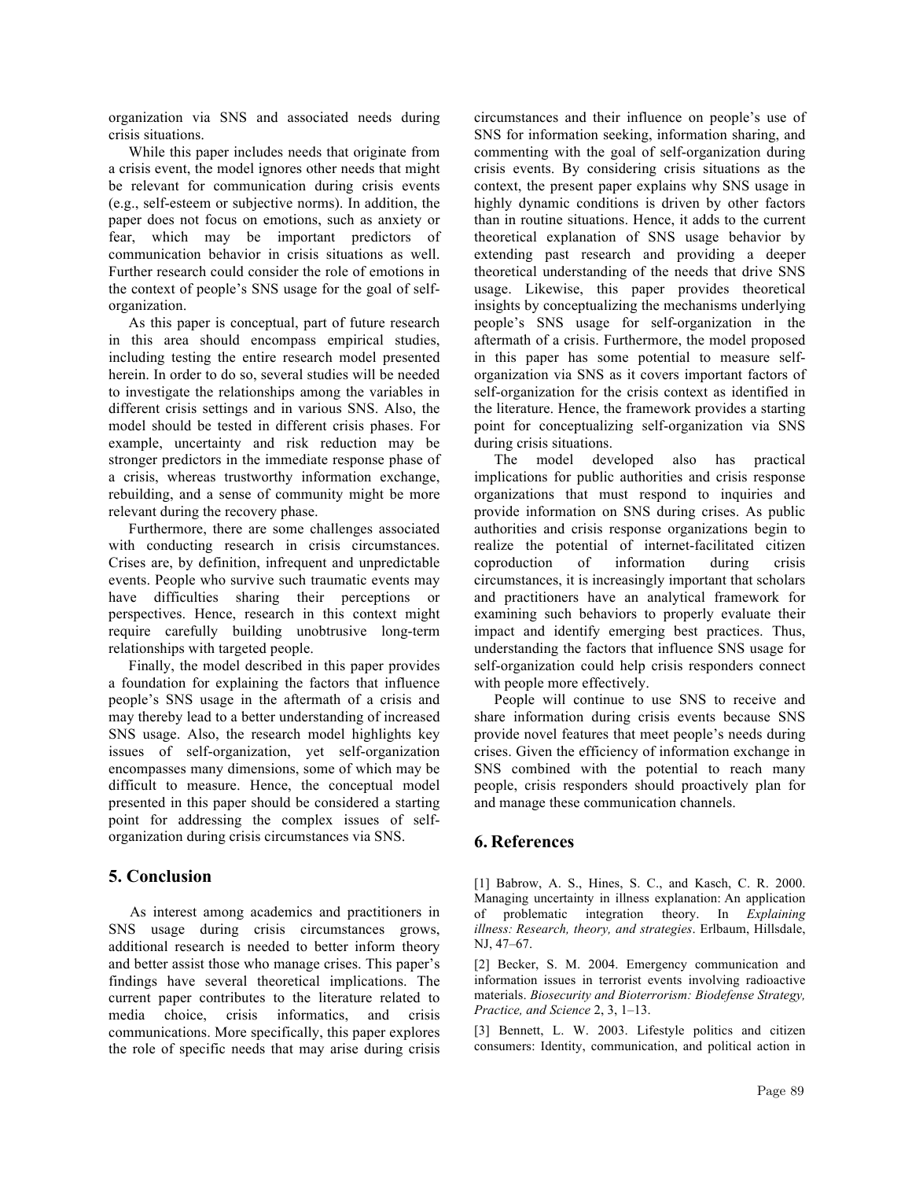organization via SNS and associated needs during crisis situations.

While this paper includes needs that originate from a crisis event, the model ignores other needs that might be relevant for communication during crisis events (e.g., self-esteem or subjective norms). In addition, the paper does not focus on emotions, such as anxiety or fear, which may be important predictors of communication behavior in crisis situations as well. Further research could consider the role of emotions in the context of people's SNS usage for the goal of self-organization.

As this paper is conceptual, part of future research in this area should encompass empirical studies, including testing the entire research model presented herein. In order to do so, several studies will be needed to investigate the relationships among the variables in different crisis settings and in various SNS. Also, the model should be tested in different crisis phases. For example, uncertainty and risk reduction may be stronger predictors in the immediate response phase of a crisis, whereas trustworthy information exchange, rebuilding, and a sense of community might be more relevant during the recovery phase.

Furthermore, there are some challenges associated with conducting research in crisis circumstances. Crises are, by definition, infrequent and unpredictable events. People who survive such traumatic events may have difficulties sharing their perceptions or perspectives. Hence, research in this context might require carefully building unobtrusive long-term relationships with targeted people.

Finally, the model described in this paper provides a foundation for explaining the factors that influence people's SNS usage in the aftermath of a crisis and may thereby lead to a better understanding of increased SNS usage. Also, the research model highlights key issues of self-organization, yet self-organization encompasses many dimensions, some of which may be difficult to measure. Hence, the conceptual model presented in this paper should be considered a starting point for addressing the complex issues of self-organization during crisis circumstances via SNS.

## 5. Conclusion

As interest among academics and practitioners in SNS usage during crisis circumstances grows, additional research is needed to better inform theory and better assist those who manage crises. This paper's findings have several theoretical implications. The current paper contributes to the literature related to media choice, crisis informatics, and crisis communications. More specifically, this paper explores the role of specific needs that may arise during crisis circumstances and their influence on people's use of SNS for information seeking, information sharing, and commenting with the goal of self-organization during crisis events. By considering crisis situations as the context, the present paper explains why SNS usage in highly dynamic conditions is driven by other factors than in routine situations. Hence, it adds to the current theoretical explanation of SNS usage behavior by extending past research and providing a deeper theoretical understanding of the needs that drive SNS usage. Likewise, this paper provides theoretical insights by conceptualizing the mechanisms underlying people's SNS usage for self-organization in the aftermath of a crisis. Furthermore, the model proposed in this paper has some potential to measure self-organization via SNS as it covers important factors of self-organization for the crisis context as identified in the literature. Hence, the framework provides a starting point for conceptualizing self-organization via SNS during crisis situations.

The model developed also has practical implications for public authorities and crisis response organizations that must respond to inquiries and provide information on SNS during crises. As public authorities and crisis response organizations begin to realize the potential of internet-facilitated citizen coproduction of information during crisis circumstances, it is increasingly important that scholars and practitioners have an analytical framework for examining such behaviors to properly evaluate their impact and identify emerging best practices. Thus, understanding the factors that influence SNS usage for self-organization could help crisis responders connect with people more effectively.

People will continue to use SNS to receive and share information during crisis events because SNS provide novel features that meet people's needs during crises. Given the efficiency of information exchange in SNS combined with the potential to reach many people, crisis responders should proactively plan for and manage these communication channels.

## 6. References

[1] Babrow, A. S., Hines, S. C., and Kasch, C. R. 2000. Managing uncertainty in illness explanation: An application of problematic integration theory. In *Explaining illness: Research, theory, and strategies*. Erlbaum, Hillsdale, NJ, 47–67.

[2] Becker, S. M. 2004. Emergency communication and information issues in terrorist events involving radioactive materials. *Biosecurity and Bioterrorism: Biodefense Strategy, Practice, and Science* 2, 3, 1–13.

[3] Bennett, L. W. 2003. Lifestyle politics and citizen consumers: Identity, communication, and political action in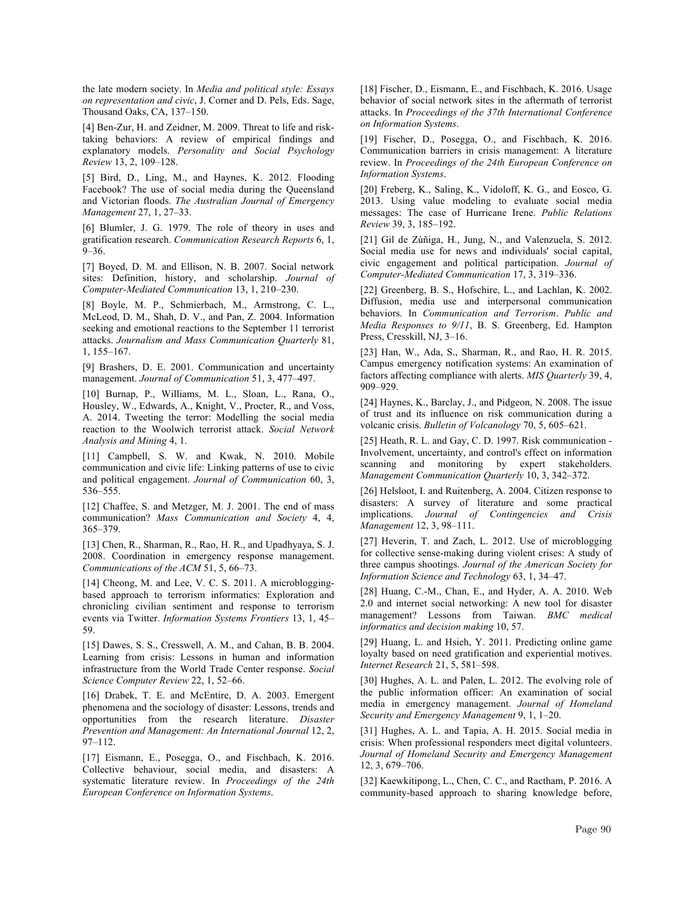the late modern society. In *Media and political style: Essays on representation and civic*, J. Corner and D. Pels, Eds. Sage, Thousand Oaks, CA, 137–150.

[4] Ben-Zur, H. and Zeidner, M. 2009. Threat to life and risk-taking behaviors: A review of empirical findings and explanatory models. *Personality and Social Psychology Review* 13, 2, 109–128.

[5] Bird, D., Ling, M., and Haynes, K. 2012. Flooding Facebook? The use of social media during the Queensland and Victorian floods. *The Australian Journal of Emergency Management* 27, 1, 27–33.

[6] Blumler, J. G. 1979. The role of theory in uses and gratification research. *Communication Research Reports* 6, 1, 9–36.

[7] Boyed, D. M. and Ellison, N. B. 2007. Social network sites: Definition, history, and scholarship. *Journal of Computer-Mediated Communication* 13, 1, 210–230.

[8] Boyle, M. P., Schmierbach, M., Armstrong, C. L., McLeod, D. M., Shah, D. V., and Pan, Z. 2004. Information seeking and emotional reactions to the September 11 terrorist attacks. *Journalism and Mass Communication Quarterly* 81, 1, 155–167.

[9] Brashers, D. E. 2001. Communication and uncertainty management. *Journal of Communication* 51, 3, 477–497.

[10] Burnap, P., Williams, M. L., Sloan, L., Rana, O., Housley, W., Edwards, A., Knight, V., Procter, R., and Voss, A. 2014. Tweeting the terror: Modelling the social media reaction to the Woolwich terrorist attack. *Social Network Analysis and Mining* 4, 1.

[11] Campbell, S. W. and Kwak, N. 2010. Mobile communication and civic life: Linking patterns of use to civic and political engagement. *Journal of Communication* 60, 3, 536–555.

[12] Chaffee, S. and Metzger, M. J. 2001. The end of mass communication? *Mass Communication and Society* 4, 4, 365–379.

[13] Chen, R., Sharman, R., Rao, H. R., and Upadhyaya, S. J. 2008. Coordination in emergency response management. *Communications of the ACM* 51, 5, 66–73.

[14] Cheong, M. and Lee, V. C. S. 2011. A microblogging-based approach to terrorism informatics: Exploration and chronicling civilian sentiment and response to terrorism events via Twitter. *Information Systems Frontiers* 13, 1, 45–59.

[15] Dawes, S. S., Cresswell, A. M., and Cahan, B. B. 2004. Learning from crisis: Lessons in human and information infrastructure from the World Trade Center response. *Social Science Computer Review* 22, 1, 52–66.

[16] Drabek, T. E. and McEntire, D. A. 2003. Emergent phenomena and the sociology of disaster: Lessons, trends and opportunities from the research literature. *Disaster Prevention and Management: An International Journal* 12, 2, 97–112.

[17] Eismann, E., Posegga, O., and Fischbach, K. 2016. Collective behaviour, social media, and disasters: A systematic literature review. In *Proceedings of the 24th European Conference on Information Systems*.

[18] Fischer, D., Eismann, E., and Fischbach, K. 2016. Usage behavior of social network sites in the aftermath of terrorist attacks. In *Proceedings of the 37th International Conference on Information Systems*.

[19] Fischer, D., Posegga, O., and Fischbach, K. 2016. Communication barriers in crisis management: A literature review. In *Proceedings of the 24th European Conference on Information Systems*.

[20] Freberg, K., Saling, K., Vidoloff, K. G., and Eosco, G. 2013. Using value modeling to evaluate social media messages: The case of Hurricane Irene. *Public Relations Review* 39, 3, 185–192.

[21] Gil de Zúñiga, H., Jung, N., and Valenzuela, S. 2012. Social media use for news and individuals' social capital, civic engagement and political participation. *Journal of Computer-Mediated Communication* 17, 3, 319–336.

[22] Greenberg, B. S., Hofschire, L., and Lachlan, K. 2002. Diffusion, media use and interpersonal communication behaviors. In *Communication and Terrorism*. *Public and Media Responses to 9/11*, B. S. Greenberg, Ed. Hampton Press, Cresskill, NJ, 3–16.

[23] Han, W., Ada, S., Sharman, R., and Rao, H. R. 2015. Campus emergency notification systems: An examination of factors affecting compliance with alerts. *MIS Quarterly* 39, 4, 909–929.

[24] Haynes, K., Barclay, J., and Pidgeon, N. 2008. The issue of trust and its influence on risk communication during a volcanic crisis. *Bulletin of Volcanology* 70, 5, 605–621.

[25] Heath, R. L. and Gay, C. D. 1997. Risk communication - Involvement, uncertainty, and control's effect on information scanning and monitoring by expert stakeholders. *Management Communication Quarterly* 10, 3, 342–372.

[26] Helsloot, I. and Ruitenberg, A. 2004. Citizen response to disasters: A survey of literature and some practical implications. *Journal of Contingencies and Crisis Management* 12, 3, 98–111.

[27] Heverin, T. and Zach, L. 2012. Use of microblogging for collective sense-making during violent crises: A study of three campus shootings. *Journal of the American Society for Information Science and Technology* 63, 1, 34–47.

[28] Huang, C.-M., Chan, E., and Hyder, A. A. 2010. Web 2.0 and internet social networking: A new tool for disaster management? Lessons from Taiwan. *BMC medical informatics and decision making* 10, 57.

[29] Huang, L. and Hsieh, Y. 2011. Predicting online game loyalty based on need gratification and experiential motives. *Internet Research* 21, 5, 581–598.

[30] Hughes, A. L. and Palen, L. 2012. The evolving role of the public information officer: An examination of social media in emergency management. *Journal of Homeland Security and Emergency Management* 9, 1, 1–20.

[31] Hughes, A. L. and Tapia, A. H. 2015. Social media in crisis: When professional responders meet digital volunteers. *Journal of Homeland Security and Emergency Management* 12, 3, 679–706.

[32] Kaewkitipong, L., Chen, C. C., and Ractham, P. 2016. A community-based approach to sharing knowledge before,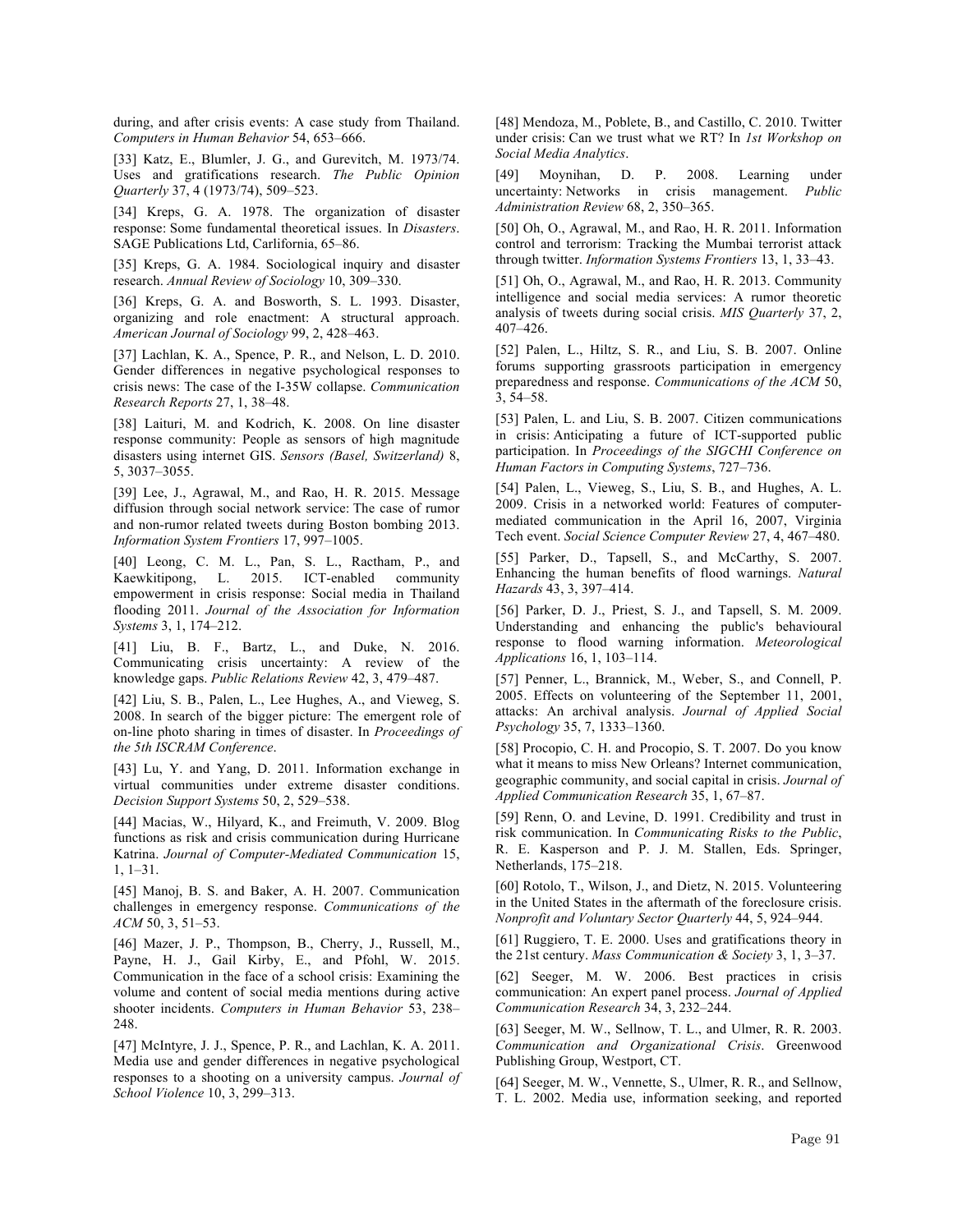during, and after crisis events: A case study from Thailand. *Computers in Human Behavior* 54, 653–666.

[33] Katz, E., Blumler, J. G., and Gurevitch, M. 1973/74. Uses and gratifications research. *The Public Opinion Quarterly* 37, 4 (1973/74), 509–523.

[34] Kreps, G. A. 1978. The organization of disaster response: Some fundamental theoretical issues. In *Disasters*. SAGE Publications Ltd, Carlifornia, 65–86.

[35] Kreps, G. A. 1984. Sociological inquiry and disaster research. *Annual Review of Sociology* 10, 309–330.

[36] Kreps, G. A. and Bosworth, S. L. 1993. Disaster, organizing and role enactment: A structural approach. *American Journal of Sociology* 99, 2, 428–463.

[37] Lachlan, K. A., Spence, P. R., and Nelson, L. D. 2010. Gender differences in negative psychological responses to crisis news: The case of the I-35W collapse. *Communication Research Reports* 27, 1, 38–48.

[38] Laituri, M. and Kodrich, K. 2008. On line disaster response community: People as sensors of high magnitude disasters using internet GIS. *Sensors (Basel, Switzerland)* 8, 5, 3037–3055.

[39] Lee, J., Agrawal, M., and Rao, H. R. 2015. Message diffusion through social network service: The case of rumor and non-rumor related tweets during Boston bombing 2013. *Information System Frontiers* 17, 997–1005.

[40] Leong, C. M. L., Pan, S. L., Ractham, P., and Kaewkitipong, L. 2015. ICT-enabled community empowerment in crisis response: Social media in Thailand flooding 2011. *Journal of the Association for Information Systems* 3, 1, 174–212.

[41] Liu, B. F., Bartz, L., and Duke, N. 2016. Communicating crisis uncertainty: A review of the knowledge gaps. *Public Relations Review* 42, 3, 479–487.

[42] Liu, S. B., Palen, L., Lee Hughes, A., and Vieweg, S. 2008. In search of the bigger picture: The emergent role of on-line photo sharing in times of disaster. In *Proceedings of the 5th ISCRAM Conference*.

[43] Lu, Y. and Yang, D. 2011. Information exchange in virtual communities under extreme disaster conditions. *Decision Support Systems* 50, 2, 529–538.

[44] Macias, W., Hilyard, K., and Freimuth, V. 2009. Blog functions as risk and crisis communication during Hurricane Katrina. *Journal of Computer-Mediated Communication* 15, 1, 1–31.

[45] Manoj, B. S. and Baker, A. H. 2007. Communication challenges in emergency response. *Communications of the ACM* 50, 3, 51–53.

[46] Mazer, J. P., Thompson, B., Cherry, J., Russell, M., Payne, H. J., Gail Kirby, E., and Pfohl, W. 2015. Communication in the face of a school crisis: Examining the volume and content of social media mentions during active shooter incidents. *Computers in Human Behavior* 53, 238–248.

[47] McIntyre, J. J., Spence, P. R., and Lachlan, K. A. 2011. Media use and gender differences in negative psychological responses to a shooting on a university campus. *Journal of School Violence* 10, 3, 299–313.

[48] Mendoza, M., Poblete, B., and Castillo, C. 2010. Twitter under crisis: Can we trust what we RT? In *1st Workshop on Social Media Analytics*.

[49] Moynihan, D. P. 2008. Learning under uncertainty: Networks in crisis management. *Public Administration Review* 68, 2, 350–365.

[50] Oh, O., Agrawal, M., and Rao, H. R. 2011. Information control and terrorism: Tracking the Mumbai terrorist attack through twitter. *Information Systems Frontiers* 13, 1, 33–43.

[51] Oh, O., Agrawal, M., and Rao, H. R. 2013. Community intelligence and social media services: A rumor theoretic analysis of tweets during social crisis. *MIS Quarterly* 37, 2, 407–426.

[52] Palen, L., Hiltz, S. R., and Liu, S. B. 2007. Online forums supporting grassroots participation in emergency preparedness and response. *Communications of the ACM* 50, 3, 54–58.

[53] Palen, L. and Liu, S. B. 2007. Citizen communications in crisis: Anticipating a future of ICT-supported public participation. In *Proceedings of the SIGCHI Conference on Human Factors in Computing Systems*, 727–736.

[54] Palen, L., Vieweg, S., Liu, S. B., and Hughes, A. L. 2009. Crisis in a networked world: Features of computer-mediated communication in the April 16, 2007, Virginia Tech event. *Social Science Computer Review* 27, 4, 467–480.

[55] Parker, D., Tapsell, S., and McCarthy, S. 2007. Enhancing the human benefits of flood warnings. *Natural Hazards* 43, 3, 397–414.

[56] Parker, D. J., Priest, S. J., and Tapsell, S. M. 2009. Understanding and enhancing the public's behavioural response to flood warning information. *Meteorological Applications* 16, 1, 103–114.

[57] Penner, L., Brannick, M., Weber, S., and Connell, P. 2005. Effects on volunteering of the September 11, 2001, attacks: An archival analysis. *Journal of Applied Social Psychology* 35, 7, 1333–1360.

[58] Procopio, C. H. and Procopio, S. T. 2007. Do you know what it means to miss New Orleans? Internet communication, geographic community, and social capital in crisis. *Journal of Applied Communication Research* 35, 1, 67–87.

[59] Renn, O. and Levine, D. 1991. Credibility and trust in risk communication. In *Communicating Risks to the Public*, R. E. Kasperson and P. J. M. Stallen, Eds. Springer, Netherlands, 175–218.

[60] Rotolo, T., Wilson, J., and Dietz, N. 2015. Volunteering in the United States in the aftermath of the foreclosure crisis. *Nonprofit and Voluntary Sector Quarterly* 44, 5, 924–944.

[61] Ruggiero, T. E. 2000. Uses and gratifications theory in the 21st century. *Mass Communication & Society* 3, 1, 3–37.

[62] Seeger, M. W. 2006. Best practices in crisis communication: An expert panel process. *Journal of Applied Communication Research* 34, 3, 232–244.

[63] Seeger, M. W., Sellnow, T. L., and Ulmer, R. R. 2003. *Communication and Organizational Crisis*. Greenwood Publishing Group, Westport, CT.

[64] Seeger, M. W., Vennette, S., Ulmer, R. R., and Sellnow, T. L. 2002. Media use, information seeking, and reported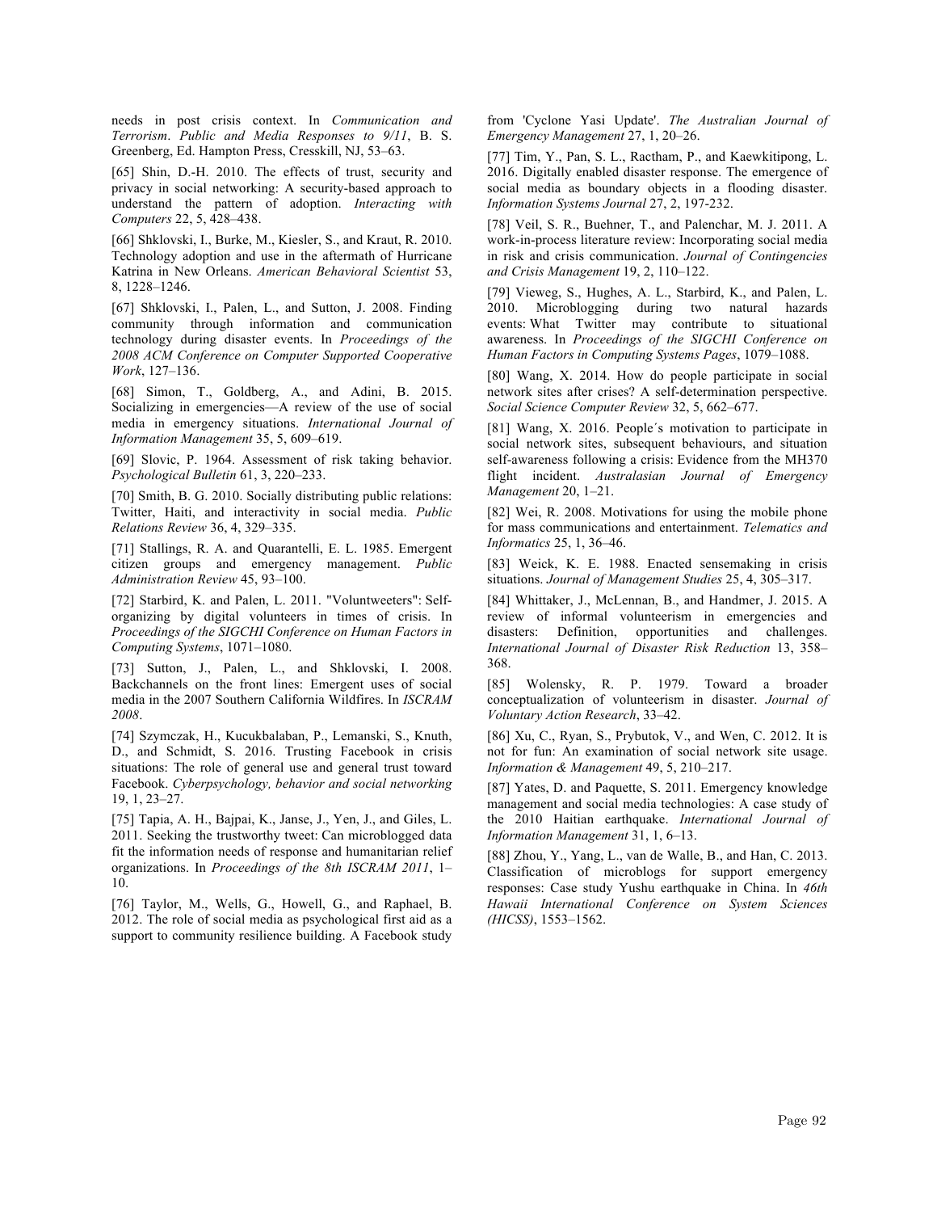needs in post crisis context. In *Communication and Terrorism*. *Public and Media Responses to 9/11*, B. S. Greenberg, Ed. Hampton Press, Cresskill, NJ, 53–63.

[65] Shin, D.-H. 2010. The effects of trust, security and privacy in social networking: A security-based approach to understand the pattern of adoption. *Interacting with Computers* 22, 5, 428–438.

[66] Shklovski, I., Burke, M., Kiesler, S., and Kraut, R. 2010. Technology adoption and use in the aftermath of Hurricane Katrina in New Orleans. *American Behavioral Scientist* 53, 8, 1228–1246.

[67] Shklovski, I., Palen, L., and Sutton, J. 2008. Finding community through information and communication technology during disaster events. In *Proceedings of the 2008 ACM Conference on Computer Supported Cooperative Work*, 127–136.

[68] Simon, T., Goldberg, A., and Adini, B. 2015. Socializing in emergencies—A review of the use of social media in emergency situations. *International Journal of Information Management* 35, 5, 609–619.

[69] Slovic, P. 1964. Assessment of risk taking behavior. *Psychological Bulletin* 61, 3, 220–233.

[70] Smith, B. G. 2010. Socially distributing public relations: Twitter, Haiti, and interactivity in social media. *Public Relations Review* 36, 4, 329–335.

[71] Stallings, R. A. and Quarantelli, E. L. 1985. Emergent citizen groups and emergency management. *Public Administration Review* 45, 93–100.

[72] Starbird, K. and Palen, L. 2011. "Voluntweeters": Self-organizing by digital volunteers in times of crisis. In *Proceedings of the SIGCHI Conference on Human Factors in Computing Systems*, 1071–1080.

[73] Sutton, J., Palen, L., and Shklovski, I. 2008. Backchannels on the front lines: Emergent uses of social media in the 2007 Southern California Wildfires. In *ISCRAM 2008*.

[74] Szymczak, H., Kucukbalaban, P., Lemanski, S., Knuth, D., and Schmidt, S. 2016. Trusting Facebook in crisis situations: The role of general use and general trust toward Facebook. *Cyberpsychology, behavior and social networking* 19, 1, 23–27.

[75] Tapia, A. H., Bajpai, K., Janse, J., Yen, J., and Giles, L. 2011. Seeking the trustworthy tweet: Can microblogged data fit the information needs of response and humanitarian relief organizations. In *Proceedings of the 8th ISCRAM 2011*, 1–10.

[76] Taylor, M., Wells, G., Howell, G., and Raphael, B. 2012. The role of social media as psychological first aid as a support to community resilience building. A Facebook study from 'Cyclone Yasi Update'. *The Australian Journal of Emergency Management* 27, 1, 20–26.

[77] Tim, Y., Pan, S. L., Ractham, P., and Kaewkitipong, L. 2016. Digitally enabled disaster response. The emergence of social media as boundary objects in a flooding disaster. *Information Systems Journal* 27, 2, 197-232.

[78] Veil, S. R., Buehner, T., and Palenchar, M. J. 2011. A work-in-process literature review: Incorporating social media in risk and crisis communication. *Journal of Contingencies and Crisis Management* 19, 2, 110–122.

[79] Vieweg, S., Hughes, A. L., Starbird, K., and Palen, L. 2010. Microblogging during two natural hazards events: What Twitter may contribute to situational awareness. In *Proceedings of the SIGCHI Conference on Human Factors in Computing Systems Pages*, 1079–1088.

[80] Wang, X. 2014. How do people participate in social network sites after crises? A self-determination perspective. *Social Science Computer Review* 32, 5, 662–677.

[81] Wang, X. 2016. People´s motivation to participate in social network sites, subsequent behaviours, and situation self-awareness following a crisis: Evidence from the MH370 flight incident. *Australasian Journal of Emergency Management* 20, 1–21.

[82] Wei, R. 2008. Motivations for using the mobile phone for mass communications and entertainment. *Telematics and Informatics* 25, 1, 36–46.

[83] Weick, K. E. 1988. Enacted sensemaking in crisis situations. *Journal of Management Studies* 25, 4, 305–317.

[84] Whittaker, J., McLennan, B., and Handmer, J. 2015. A review of informal volunteerism in emergencies and disasters: Definition, opportunities and challenges. *International Journal of Disaster Risk Reduction* 13, 358–368.

[85] Wolensky, R. P. 1979. Toward a broader conceptualization of volunteerism in disaster. *Journal of Voluntary Action Research*, 33–42.

[86] Xu, C., Ryan, S., Prybutok, V., and Wen, C. 2012. It is not for fun: An examination of social network site usage. *Information & Management* 49, 5, 210–217.

[87] Yates, D. and Paquette, S. 2011. Emergency knowledge management and social media technologies: A case study of the 2010 Haitian earthquake. *International Journal of Information Management* 31, 1, 6–13.

[88] Zhou, Y., Yang, L., van de Walle, B., and Han, C. 2013. Classification of microblogs for support emergency responses: Case study Yushu earthquake in China. In *46th Hawaii International Conference on System Sciences (HICSS)*, 1553–1562.